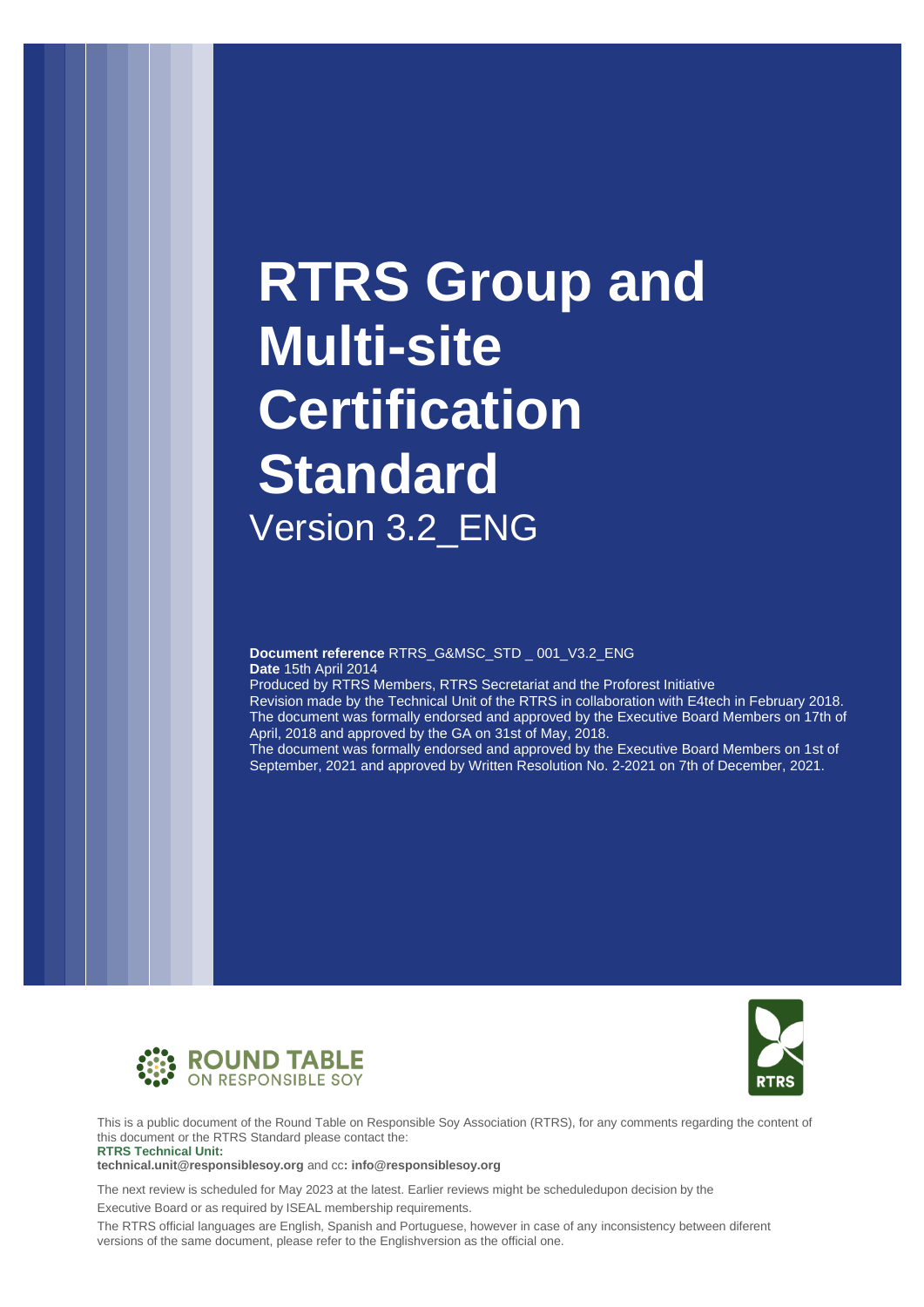# RTRS Group and Multi-site Certification Standard

Version 3.2_ENG

**Document reference** RTRS_G&MSC_STD _ 001_V3.2_ENG
**Date** 15th April 2014
Produced by RTRS Members, RTRS Secretariat and the Proforest Initiative
Revision made by the Technical Unit of the RTRS in collaboration with E4tech in February 2018.
The document was formally endorsed and approved by the Executive Board Members on 17th of April, 2018 and approved by the GA on 31st of May, 2018.
The document was formally endorsed and approved by the Executive Board Members on 1st of September, 2021 and approved by Written Resolution No. 2-2021 on 7th of December, 2021.

ROUND TABLE ON RESPONSIBLE SOY

RTRS

This is a public document of the Round Table on Responsible Soy Association (RTRS), for any comments regarding the content of this document or the RTRS Standard please contact the:
**RTRS Technical Unit:**
**technical.unit@responsiblesoy.org** and cc**: info@responsiblesoy.org**

The next review is scheduled for May 2023 at the latest. Earlier reviews might be scheduledupon decision by the Executive Board or as required by ISEAL membership requirements.

The RTRS official languages are English, Spanish and Portuguese, however in case of any inconsistency between diferent versions of the same document, please refer to the Englishversion as the official one.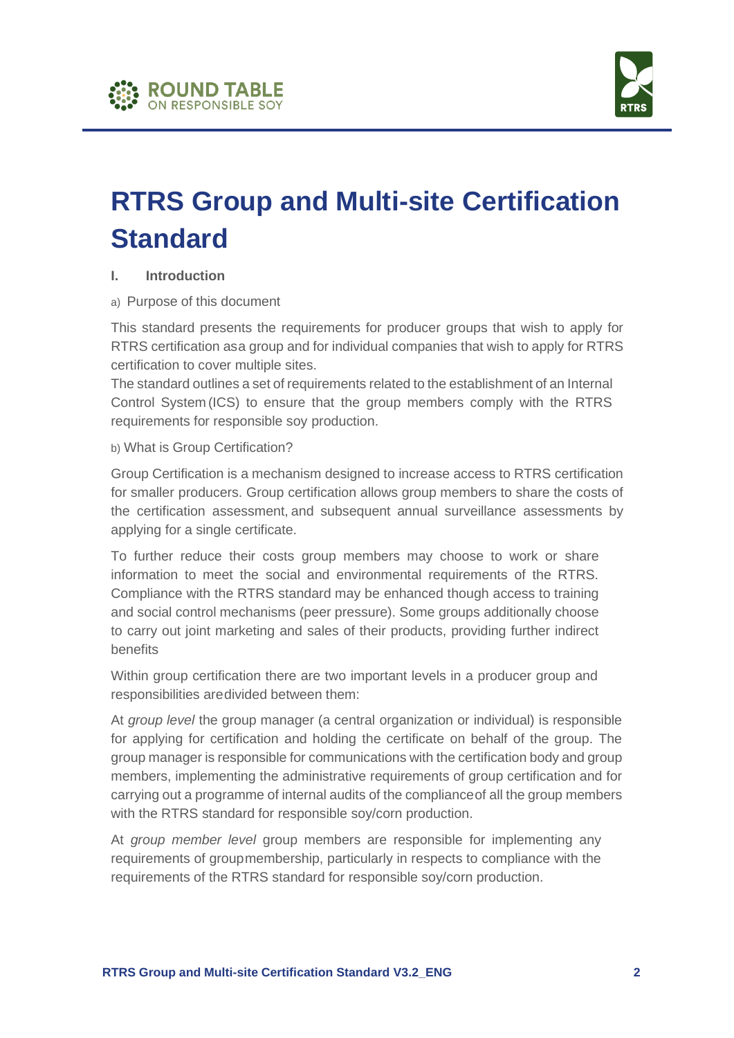# RTRS Group and Multi-site Certification Standard

## I. Introduction

a) Purpose of this document

This standard presents the requirements for producer groups that wish to apply for RTRS certification asa group and for individual companies that wish to apply for RTRS certification to cover multiple sites.

The standard outlines a set of requirements related to the establishment of an Internal Control System (ICS) to ensure that the group members comply with the RTRS requirements for responsible soy production.

b) What is Group Certification?

Group Certification is a mechanism designed to increase access to RTRS certification for smaller producers. Group certification allows group members to share the costs of the certification assessment, and subsequent annual surveillance assessments by applying for a single certificate.

To further reduce their costs group members may choose to work or share information to meet the social and environmental requirements of the RTRS. Compliance with the RTRS standard may be enhanced though access to training and social control mechanisms (peer pressure). Some groups additionally choose to carry out joint marketing and sales of their products, providing further indirect benefits

Within group certification there are two important levels in a producer group and responsibilities aredivided between them:

At *group level* the group manager (a central organization or individual) is responsible for applying for certification and holding the certificate on behalf of the group. The group manager is responsible for communications with the certification body and group members, implementing the administrative requirements of group certification and for carrying out a programme of internal audits of the complianceof all the group members with the RTRS standard for responsible soy/corn production.

At *group member level* group members are responsible for implementing any requirements of groupmembership, particularly in respects to compliance with the requirements of the RTRS standard for responsible soy/corn production.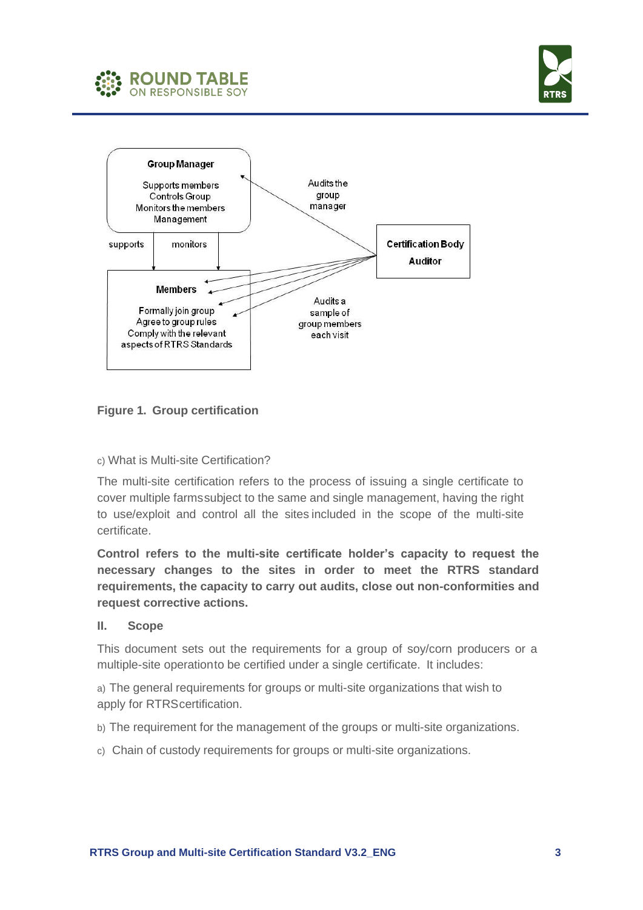**Group Manager**

Supports members
Controls Group
Monitors the members
Management

supports | monitors

Audits the group manager

**Certification Body Auditor**

Audits a sample of group members each visit

**Members**

Formally join group
Agree to group rules
Comply with the relevant aspects of RTRS Standards

**Figure 1. Group certification**

c) What is Multi-site Certification?

The multi-site certification refers to the process of issuing a single certificate to cover multiple farmssubject to the same and single management, having the right to use/exploit and control all the sites included in the scope of the multi-site certificate.

**Control refers to the multi-site certificate holder's capacity to request the necessary changes to the sites in order to meet the RTRS standard requirements, the capacity to carry out audits, close out non-conformities and request corrective actions.**

## II. Scope

This document sets out the requirements for a group of soy/corn producers or a multiple-site operationto be certified under a single certificate. It includes:

a) The general requirements for groups or multi-site organizations that wish to apply for RTRScertification.

b) The requirement for the management of the groups or multi-site organizations.

c) Chain of custody requirements for groups or multi-site organizations.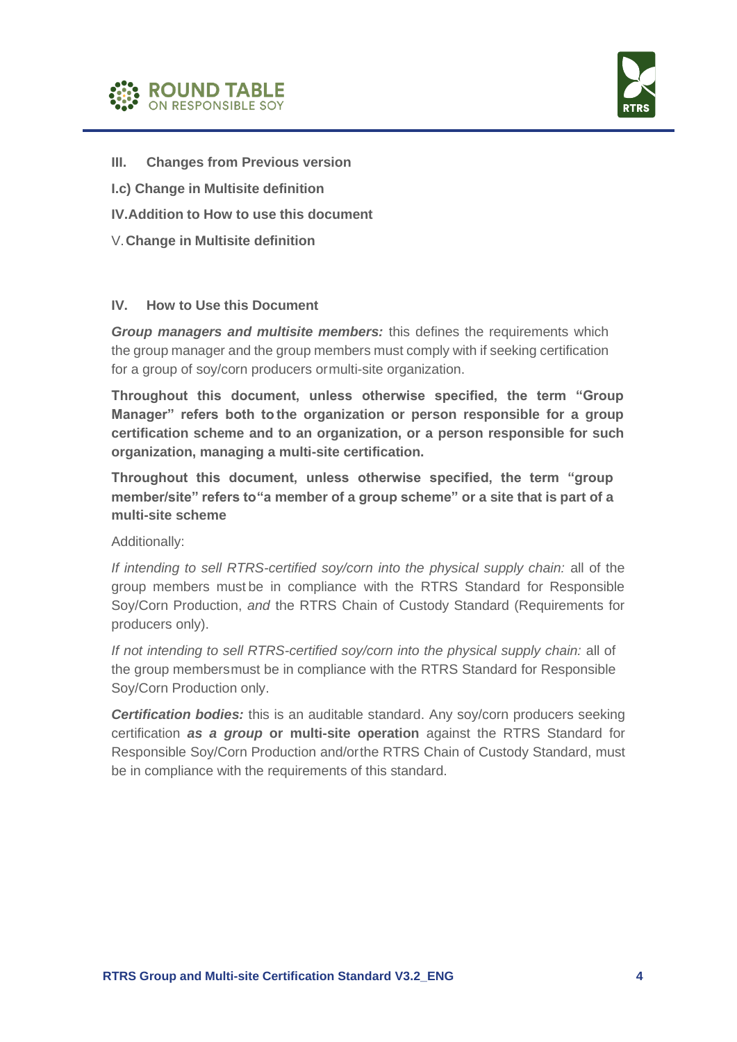**III. Changes from Previous version**

**I.c) Change in Multisite definition**

**IV. Addition to How to use this document**

V. **Change in Multisite definition**

## IV. How to Use this Document

***Group managers and multisite members:*** this defines the requirements which the group manager and the group members must comply with if seeking certification for a group of soy/corn producers or multi-site organization.

**Throughout this document, unless otherwise specified, the term "Group Manager" refers both to the organization or person responsible for a group certification scheme and to an organization, or a person responsible for such organization, managing a multi-site certification.**

**Throughout this document, unless otherwise specified, the term "group member/site" refers to "a member of a group scheme" or a site that is part of a multi-site scheme**

Additionally:

*If intending to sell RTRS-certified soy/corn into the physical supply chain:* all of the group members must be in compliance with the RTRS Standard for Responsible Soy/Corn Production, *and* the RTRS Chain of Custody Standard (Requirements for producers only).

*If not intending to sell RTRS-certified soy/corn into the physical supply chain:* all of the group members must be in compliance with the RTRS Standard for Responsible Soy/Corn Production only.

***Certification bodies:*** this is an auditable standard. Any soy/corn producers seeking certification ***as a group*** **or multi-site operation** against the RTRS Standard for Responsible Soy/Corn Production and/or the RTRS Chain of Custody Standard, must be in compliance with the requirements of this standard.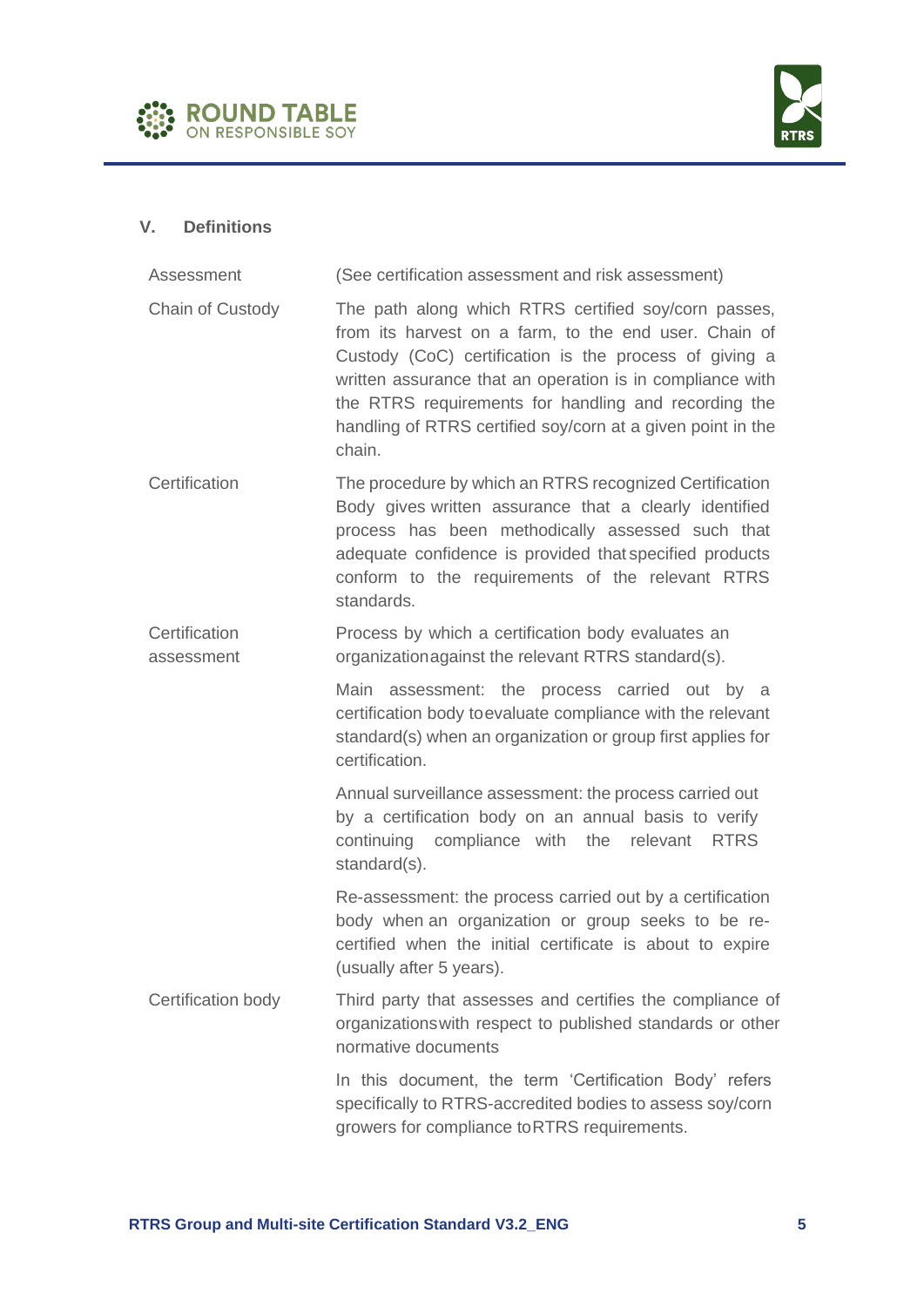## V. Definitions

| | |
|---|---|
| Assessment | (See certification assessment and risk assessment) |
| Chain of Custody | The path along which RTRS certified soy/corn passes, from its harvest on a farm, to the end user. Chain of Custody (CoC) certification is the process of giving a written assurance that an operation is in compliance with the RTRS requirements for handling and recording the handling of RTRS certified soy/corn at a given point in the chain. |
| Certification | The procedure by which an RTRS recognized Certification Body gives written assurance that a clearly identified process has been methodically assessed such that adequate confidence is provided that specified products conform to the requirements of the relevant RTRS standards. |
| Certification assessment | Process by which a certification body evaluates an organization against the relevant RTRS standard(s).<br><br>Main assessment: the process carried out by a certification body to evaluate compliance with the relevant standard(s) when an organization or group first applies for certification.<br><br>Annual surveillance assessment: the process carried out by a certification body on an annual basis to verify continuing compliance with the relevant RTRS standard(s).<br><br>Re-assessment: the process carried out by a certification body when an organization or group seeks to be re-certified when the initial certificate is about to expire (usually after 5 years). |
| Certification body | Third party that assesses and certifies the compliance of organizations with respect to published standards or other normative documents<br><br>In this document, the term 'Certification Body' refers specifically to RTRS-accredited bodies to assess soy/corn growers for compliance to RTRS requirements. |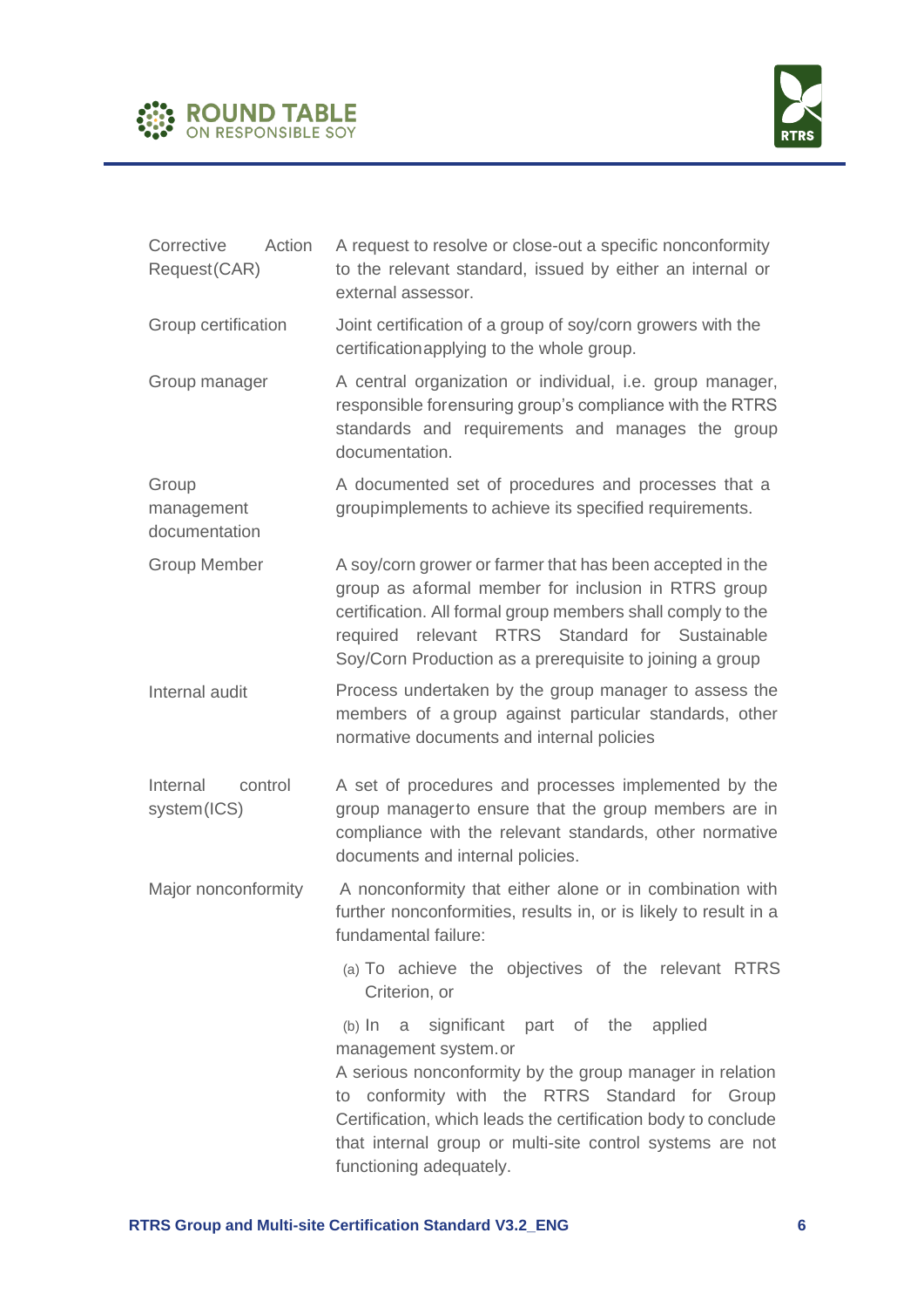| | |
|---|---|
| Corrective Action Request(CAR) | A request to resolve or close-out a specific nonconformity to the relevant standard, issued by either an internal or external assessor. |
| Group certification | Joint certification of a group of soy/corn growers with the certificationapplying to the whole group. |
| Group manager | A central organization or individual, i.e. group manager, responsible forensuring group's compliance with the RTRS standards and requirements and manages the group documentation. |
| Group management documentation | A documented set of procedures and processes that a groupimplements to achieve its specified requirements. |
| Group Member | A soy/corn grower or farmer that has been accepted in the group as aformal member for inclusion in RTRS group certification. All formal group members shall comply to the required relevant RTRS Standard for Sustainable Soy/Corn Production as a prerequisite to joining a group |
| Internal audit | Process undertaken by the group manager to assess the members of a group against particular standards, other normative documents and internal policies |
| Internal control system(ICS) | A set of procedures and processes implemented by the group managerto ensure that the group members are in compliance with the relevant standards, other normative documents and internal policies. |
| Major nonconformity | A nonconformity that either alone or in combination with further nonconformities, results in, or is likely to result in a fundamental failure:<br><br>(a) To achieve the objectives of the relevant RTRS Criterion, or<br><br>(b) In a significant part of the applied management system. or<br>A serious nonconformity by the group manager in relation to conformity with the RTRS Standard for Group Certification, which leads the certification body to conclude that internal group or multi-site control systems are not functioning adequately. |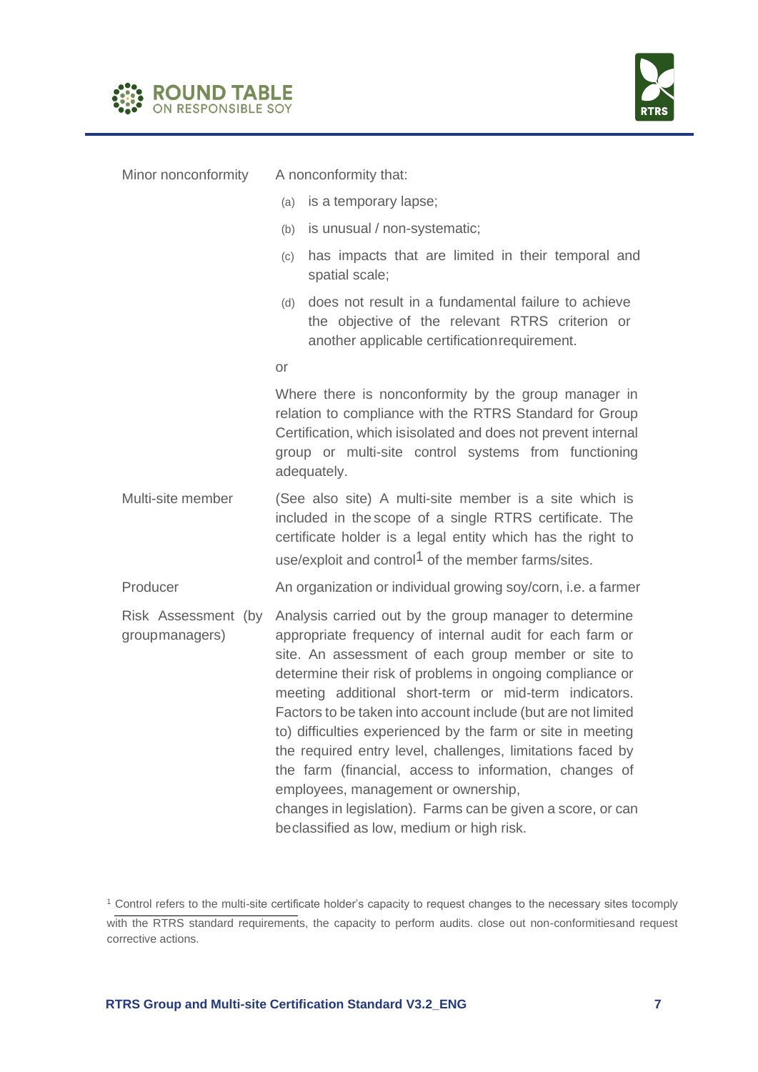| | |
|---|---|
| Minor nonconformity | A nonconformity that:<br>(a) is a temporary lapse;<br>(b) is unusual / non-systematic;<br>(c) has impacts that are limited in their temporal and spatial scale;<br>(d) does not result in a fundamental failure to achieve the objective of the relevant RTRS criterion or another applicable certification requirement.<br>or<br>Where there is nonconformity by the group manager in relation to compliance with the RTRS Standard for Group Certification, which is isolated and does not prevent internal group or multi-site control systems from functioning adequately. |
| Multi-site member | (See also site) A multi-site member is a site which is included in the scope of a single RTRS certificate. The certificate holder is a legal entity which has the right to use/exploit and control[1] of the member farms/sites. |
| Producer | An organization or individual growing soy/corn, i.e. a farmer |
| Risk Assessment (by group managers) | Analysis carried out by the group manager to determine appropriate frequency of internal audit for each farm or site. An assessment of each group member or site to determine their risk of problems in ongoing compliance or meeting additional short-term or mid-term indicators. Factors to be taken into account include (but are not limited to) difficulties experienced by the farm or site in meeting the required entry level, challenges, limitations faced by the farm (financial, access to information, changes of employees, management or ownership, changes in legislation). Farms can be given a score, or can be classified as low, medium or high risk. |

[1] Control refers to the multi-site certificate holder's capacity to request changes to the necessary sites to comply with the RTRS standard requirements, the capacity to perform audits. close out non-conformities and request corrective actions.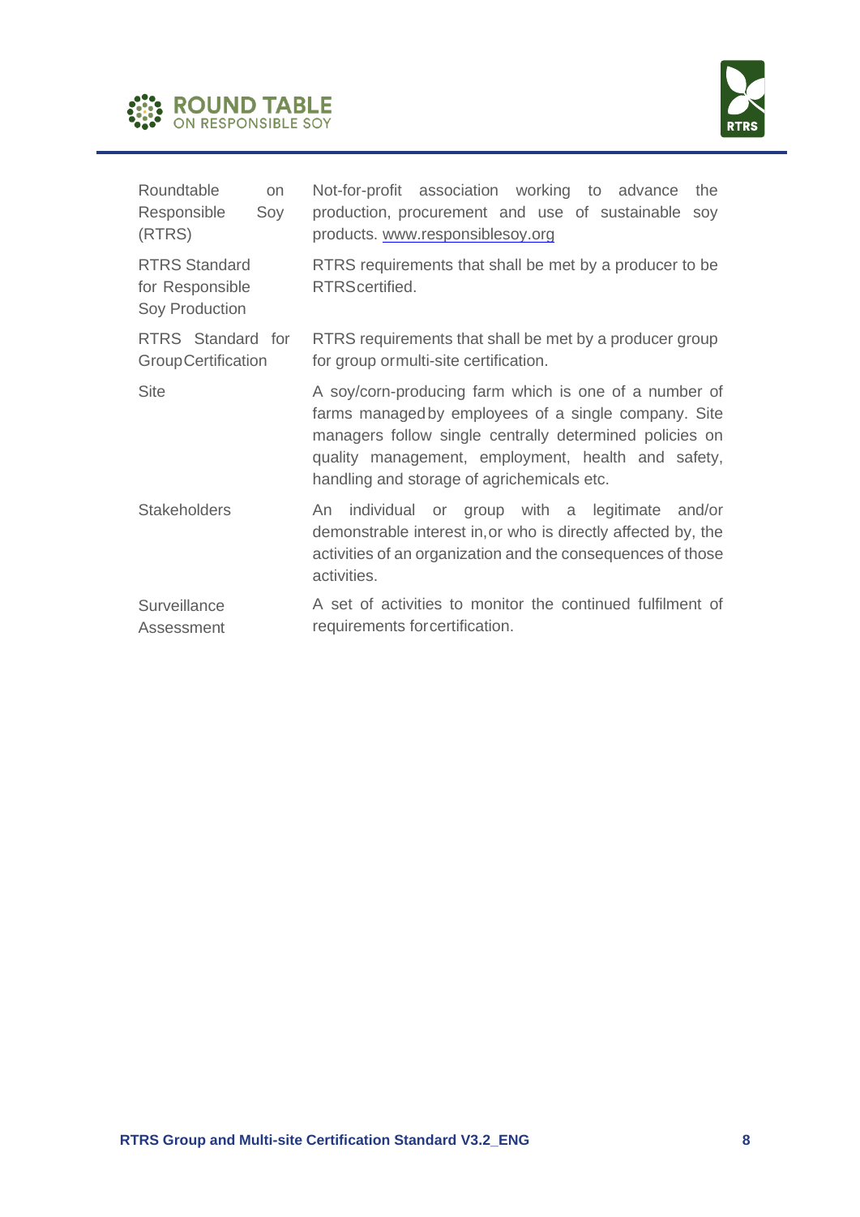| | |
|---|---|
| Roundtable on Responsible Soy (RTRS) | Not-for-profit association working to advance the production, procurement and use of sustainable soy products. www.responsiblesoy.org |
| RTRS Standard for Responsible Soy Production | RTRS requirements that shall be met by a producer to be RTRS certified. |
| RTRS Standard for Group Certification | RTRS requirements that shall be met by a producer group for group or multi-site certification. |
| Site | A soy/corn-producing farm which is one of a number of farms managed by employees of a single company. Site managers follow single centrally determined policies on quality management, employment, health and safety, handling and storage of agrichemicals etc. |
| Stakeholders | An individual or group with a legitimate and/or demonstrable interest in, or who is directly affected by, the activities of an organization and the consequences of those activities. |
| Surveillance Assessment | A set of activities to monitor the continued fulfilment of requirements for certification. |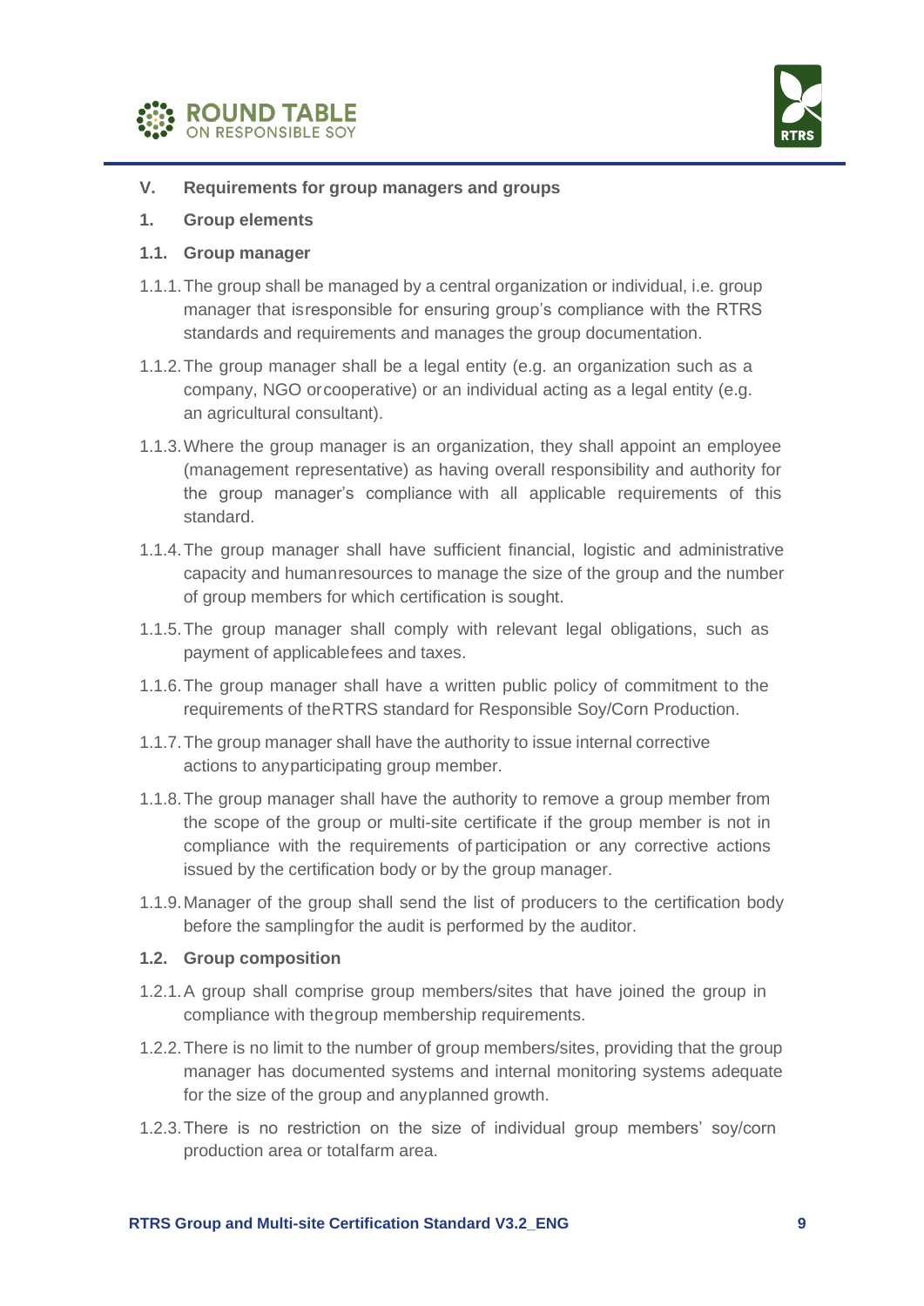## V. Requirements for group managers and groups

### 1. Group elements

#### 1.1. Group manager

1.1.1. The group shall be managed by a central organization or individual, i.e. group manager that isresponsible for ensuring group's compliance with the RTRS standards and requirements and manages the group documentation.

1.1.2. The group manager shall be a legal entity (e.g. an organization such as a company, NGO orcooperative) or an individual acting as a legal entity (e.g. an agricultural consultant).

1.1.3. Where the group manager is an organization, they shall appoint an employee (management representative) as having overall responsibility and authority for the group manager's compliance with all applicable requirements of this standard.

1.1.4. The group manager shall have sufficient financial, logistic and administrative capacity and humanresources to manage the size of the group and the number of group members for which certification is sought.

1.1.5. The group manager shall comply with relevant legal obligations, such as payment of applicablefees and taxes.

1.1.6. The group manager shall have a written public policy of commitment to the requirements of theRTRS standard for Responsible Soy/Corn Production.

1.1.7. The group manager shall have the authority to issue internal corrective actions to anyparticipating group member.

1.1.8. The group manager shall have the authority to remove a group member from the scope of the group or multi-site certificate if the group member is not in compliance with the requirements of participation or any corrective actions issued by the certification body or by the group manager.

1.1.9. Manager of the group shall send the list of producers to the certification body before the samplingfor the audit is performed by the auditor.

#### 1.2. Group composition

1.2.1. A group shall comprise group members/sites that have joined the group in compliance with thegroup membership requirements.

1.2.2. There is no limit to the number of group members/sites, providing that the group manager has documented systems and internal monitoring systems adequate for the size of the group and anyplanned growth.

1.2.3. There is no restriction on the size of individual group members' soy/corn production area or totalfarm area.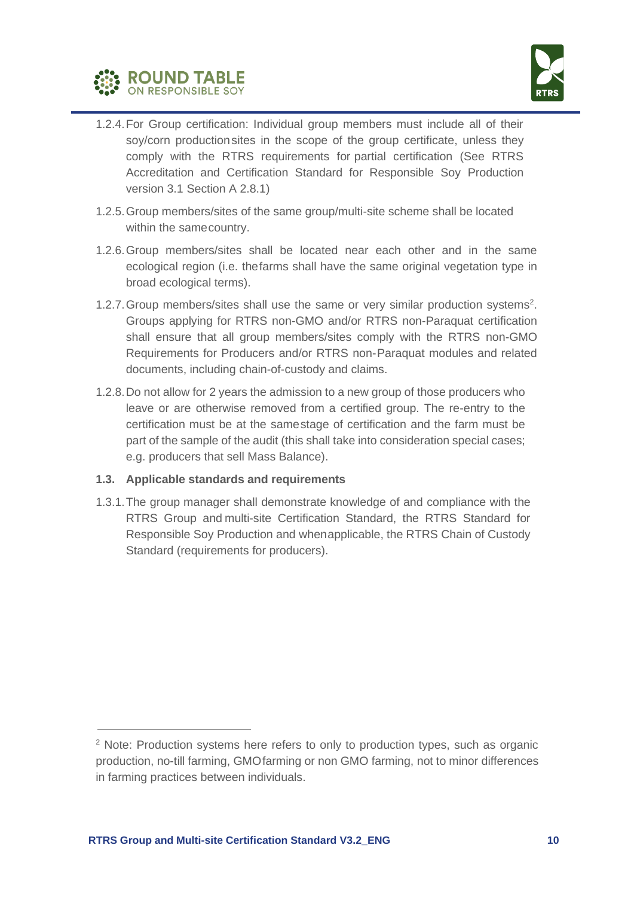1.2.4. For Group certification: Individual group members must include all of their soy/corn production sites in the scope of the group certificate, unless they comply with the RTRS requirements for partial certification (See RTRS Accreditation and Certification Standard for Responsible Soy Production version 3.1 Section A 2.8.1)

1.2.5. Group members/sites of the same group/multi-site scheme shall be located within the same country.

1.2.6. Group members/sites shall be located near each other and in the same ecological region (i.e. the farms shall have the same original vegetation type in broad ecological terms).

1.2.7. Group members/sites shall use the same or very similar production systems[2]. Groups applying for RTRS non-GMO and/or RTRS non-Paraquat certification shall ensure that all group members/sites comply with the RTRS non-GMO Requirements for Producers and/or RTRS non-Paraquat modules and related documents, including chain-of-custody and claims.

1.2.8. Do not allow for 2 years the admission to a new group of those producers who leave or are otherwise removed from a certified group. The re-entry to the certification must be at the same stage of certification and the farm must be part of the sample of the audit (this shall take into consideration special cases; e.g. producers that sell Mass Balance).

### 1.3. Applicable standards and requirements

1.3.1. The group manager shall demonstrate knowledge of and compliance with the RTRS Group and multi-site Certification Standard, the RTRS Standard for Responsible Soy Production and when applicable, the RTRS Chain of Custody Standard (requirements for producers).

---

[2] Note: Production systems here refers to only to production types, such as organic production, no-till farming, GMO farming or non GMO farming, not to minor differences in farming practices between individuals.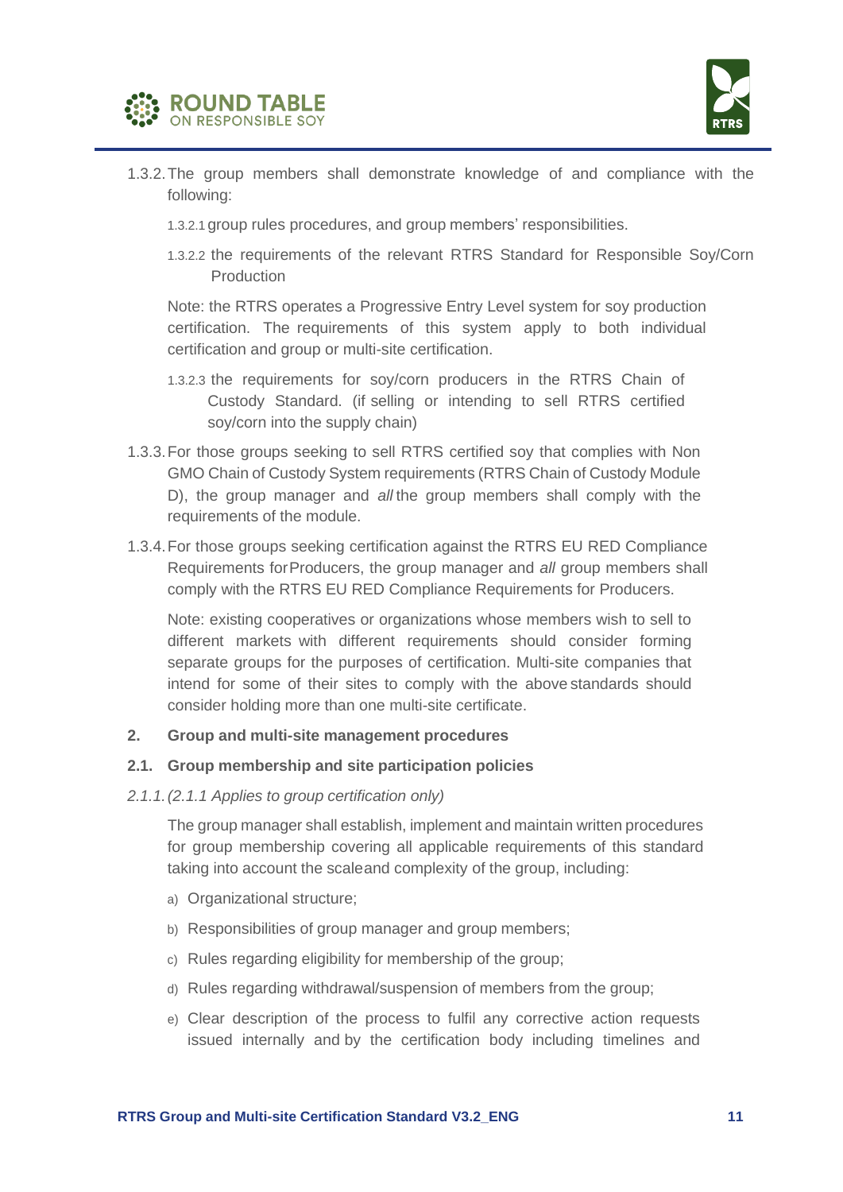1.3.2. The group members shall demonstrate knowledge of and compliance with the following:

1.3.2.1 group rules procedures, and group members' responsibilities.

1.3.2.2 the requirements of the relevant RTRS Standard for Responsible Soy/Corn Production

Note: the RTRS operates a Progressive Entry Level system for soy production certification. The requirements of this system apply to both individual certification and group or multi-site certification.

1.3.2.3 the requirements for soy/corn producers in the RTRS Chain of Custody Standard. (if selling or intending to sell RTRS certified soy/corn into the supply chain)

1.3.3. For those groups seeking to sell RTRS certified soy that complies with Non GMO Chain of Custody System requirements (RTRS Chain of Custody Module D), the group manager and *all* the group members shall comply with the requirements of the module.

1.3.4. For those groups seeking certification against the RTRS EU RED Compliance Requirements for Producers, the group manager and *all* group members shall comply with the RTRS EU RED Compliance Requirements for Producers.

Note: existing cooperatives or organizations whose members wish to sell to different markets with different requirements should consider forming separate groups for the purposes of certification. Multi-site companies that intend for some of their sites to comply with the above standards should consider holding more than one multi-site certificate.

## 2. Group and multi-site management procedures

### 2.1. Group membership and site participation policies

*2.1.1. (2.1.1 Applies to group certification only)*

The group manager shall establish, implement and maintain written procedures for group membership covering all applicable requirements of this standard taking into account the scale and complexity of the group, including:

a) Organizational structure;

b) Responsibilities of group manager and group members;

c) Rules regarding eligibility for membership of the group;

d) Rules regarding withdrawal/suspension of members from the group;

e) Clear description of the process to fulfil any corrective action requests issued internally and by the certification body including timelines and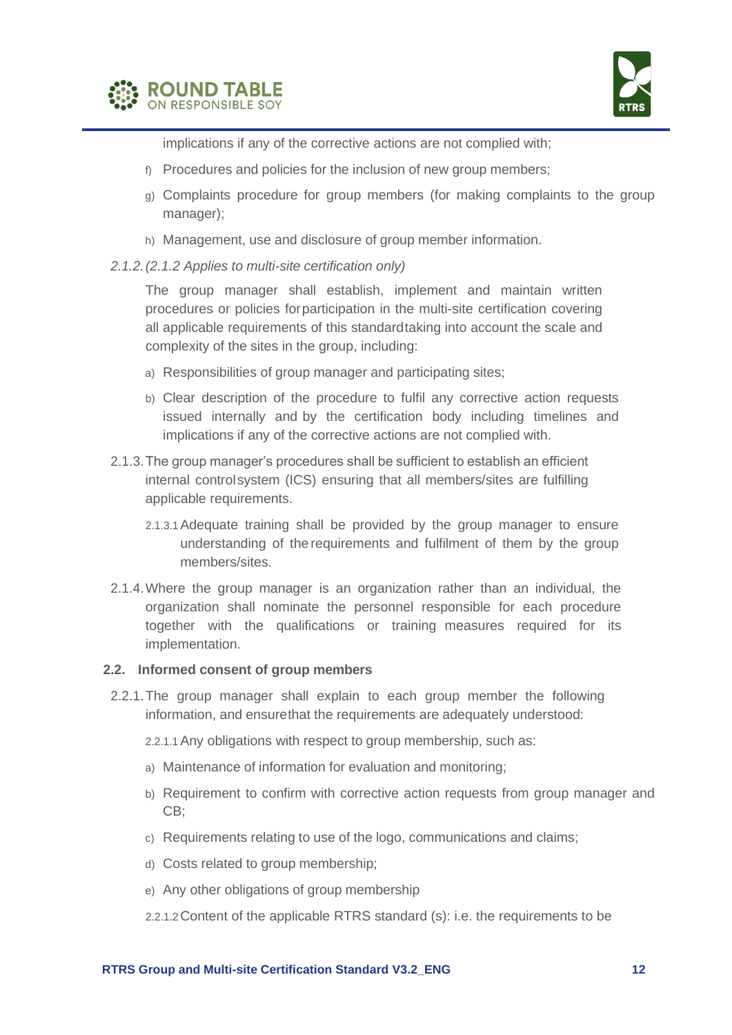implications if any of the corrective actions are not complied with;

f) Procedures and policies for the inclusion of new group members;

g) Complaints procedure for group members (for making complaints to the group manager);

h) Management, use and disclosure of group member information.

2.1.2. *(2.1.2 Applies to multi-site certification only)*

The group manager shall establish, implement and maintain written procedures or policies for participation in the multi-site certification covering all applicable requirements of this standard taking into account the scale and complexity of the sites in the group, including:

a) Responsibilities of group manager and participating sites;

b) Clear description of the procedure to fulfil any corrective action requests issued internally and by the certification body including timelines and implications if any of the corrective actions are not complied with.

2.1.3. The group manager's procedures shall be sufficient to establish an efficient internal control system (ICS) ensuring that all members/sites are fulfilling applicable requirements.

2.1.3.1 Adequate training shall be provided by the group manager to ensure understanding of the requirements and fulfilment of them by the group members/sites.

2.1.4. Where the group manager is an organization rather than an individual, the organization shall nominate the personnel responsible for each procedure together with the qualifications or training measures required for its implementation.

### 2.2. Informed consent of group members

2.2.1. The group manager shall explain to each group member the following information, and ensure that the requirements are adequately understood:

2.2.1.1 Any obligations with respect to group membership, such as:

a) Maintenance of information for evaluation and monitoring;

b) Requirement to confirm with corrective action requests from group manager and CB;

c) Requirements relating to use of the logo, communications and claims;

d) Costs related to group membership;

e) Any other obligations of group membership

2.2.1.2 Content of the applicable RTRS standard (s): i.e. the requirements to be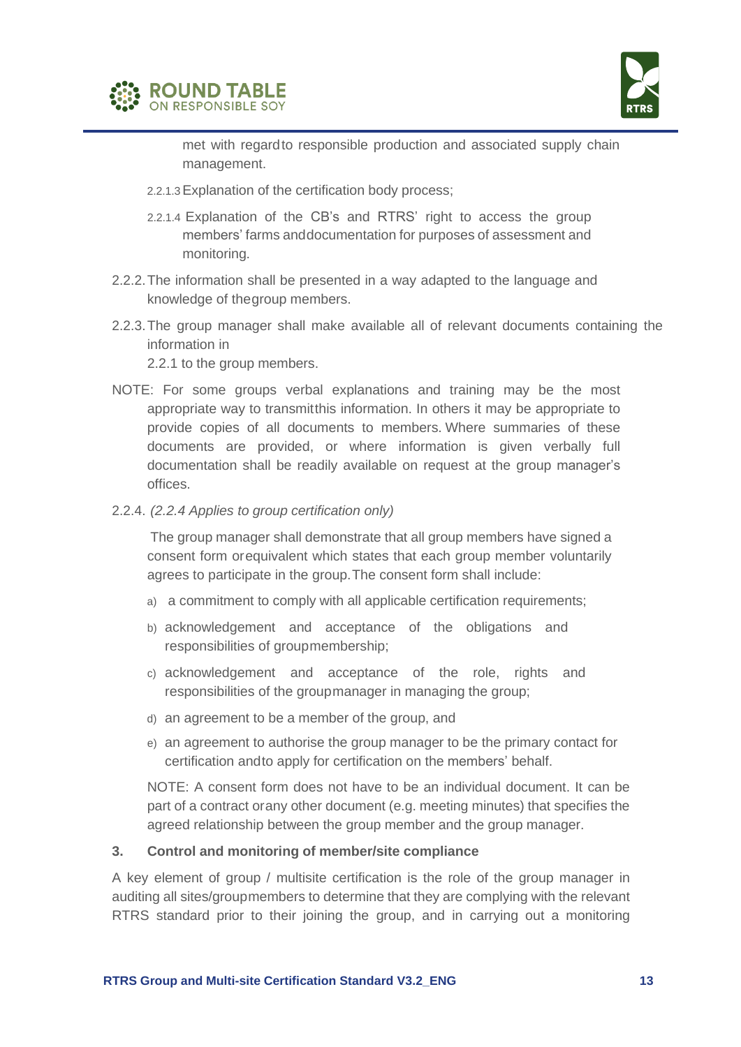met with regard to responsible production and associated supply chain management.

2.2.1.3 Explanation of the certification body process;

2.2.1.4 Explanation of the CB's and RTRS' right to access the group members' farms and documentation for purposes of assessment and monitoring.

2.2.2. The information shall be presented in a way adapted to the language and knowledge of the group members.

2.2.3. The group manager shall make available all of relevant documents containing the information in 2.2.1 to the group members.

NOTE: For some groups verbal explanations and training may be the most appropriate way to transmit this information. In others it may be appropriate to provide copies of all documents to members. Where summaries of these documents are provided, or where information is given verbally full documentation shall be readily available on request at the group manager's offices.

2.2.4. *(2.2.4 Applies to group certification only)*

The group manager shall demonstrate that all group members have signed a consent form or equivalent which states that each group member voluntarily agrees to participate in the group. The consent form shall include:

a) a commitment to comply with all applicable certification requirements;
b) acknowledgement and acceptance of the obligations and responsibilities of group membership;
c) acknowledgement and acceptance of the role, rights and responsibilities of the group manager in managing the group;
d) an agreement to be a member of the group, and
e) an agreement to authorise the group manager to be the primary contact for certification and to apply for certification on the members' behalf.

NOTE: A consent form does not have to be an individual document. It can be part of a contract or any other document (e.g. meeting minutes) that specifies the agreed relationship between the group member and the group manager.

## 3. Control and monitoring of member/site compliance

A key element of group / multisite certification is the role of the group manager in auditing all sites/group members to determine that they are complying with the relevant RTRS standard prior to their joining the group, and in carrying out a monitoring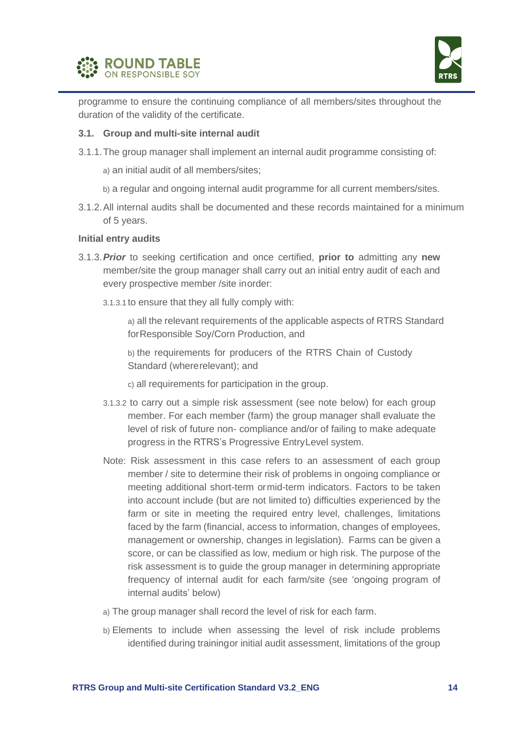programme to ensure the continuing compliance of all members/sites throughout the duration of the validity of the certificate.

### 3.1. Group and multi-site internal audit

3.1.1. The group manager shall implement an internal audit programme consisting of:

a) an initial audit of all members/sites;

b) a regular and ongoing internal audit programme for all current members/sites.

3.1.2. All internal audits shall be documented and these records maintained for a minimum of 5 years.

**Initial entry audits**

3.1.3. ***Prior*** to seeking certification and once certified, **prior to** admitting any **new** member/site the group manager shall carry out an initial entry audit of each and every prospective member /site inorder:

3.1.3.1 to ensure that they all fully comply with:

a) all the relevant requirements of the applicable aspects of RTRS Standard forResponsible Soy/Corn Production, and

b) the requirements for producers of the RTRS Chain of Custody Standard (whererelevant); and

c) all requirements for participation in the group.

3.1.3.2 to carry out a simple risk assessment (see note below) for each group member. For each member (farm) the group manager shall evaluate the level of risk of future non- compliance and/or of failing to make adequate progress in the RTRS's Progressive EntryLevel system.

Note: Risk assessment in this case refers to an assessment of each group member / site to determine their risk of problems in ongoing compliance or meeting additional short-term ormid-term indicators. Factors to be taken into account include (but are not limited to) difficulties experienced by the farm or site in meeting the required entry level, challenges, limitations faced by the farm (financial, access to information, changes of employees, management or ownership, changes in legislation). Farms can be given a score, or can be classified as low, medium or high risk. The purpose of the risk assessment is to guide the group manager in determining appropriate frequency of internal audit for each farm/site (see 'ongoing program of internal audits' below)

a) The group manager shall record the level of risk for each farm.

b) Elements to include when assessing the level of risk include problems identified during trainingor initial audit assessment, limitations of the group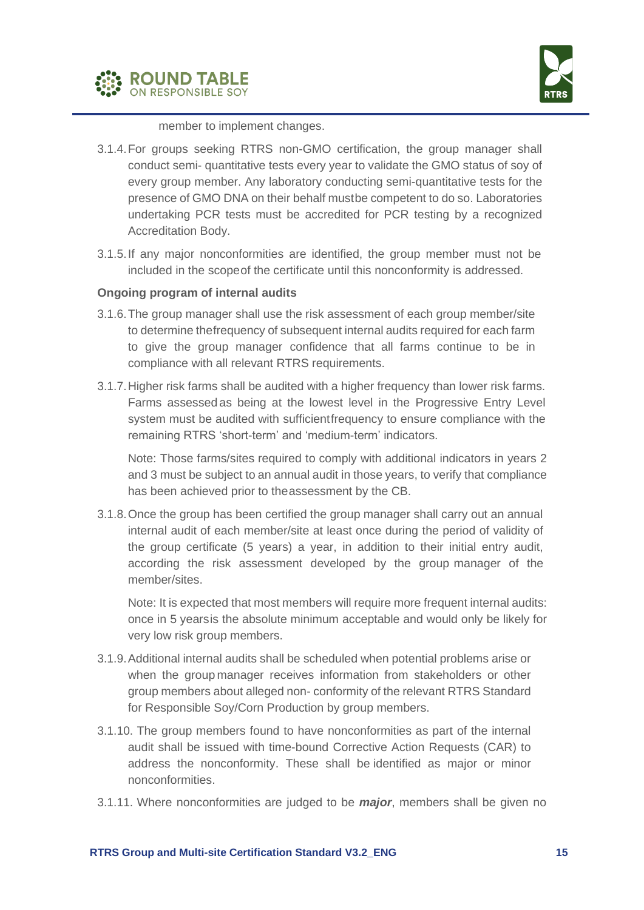member to implement changes.

3.1.4. For groups seeking RTRS non-GMO certification, the group manager shall conduct semi- quantitative tests every year to validate the GMO status of soy of every group member. Any laboratory conducting semi-quantitative tests for the presence of GMO DNA on their behalf mustbe competent to do so. Laboratories undertaking PCR tests must be accredited for PCR testing by a recognized Accreditation Body.

3.1.5. If any major nonconformities are identified, the group member must not be included in the scopeof the certificate until this nonconformity is addressed.

**Ongoing program of internal audits**

3.1.6. The group manager shall use the risk assessment of each group member/site to determine thefrequency of subsequent internal audits required for each farm to give the group manager confidence that all farms continue to be in compliance with all relevant RTRS requirements.

3.1.7. Higher risk farms shall be audited with a higher frequency than lower risk farms. Farms assessed as being at the lowest level in the Progressive Entry Level system must be audited with sufficientfrequency to ensure compliance with the remaining RTRS 'short-term' and 'medium-term' indicators.

Note: Those farms/sites required to comply with additional indicators in years 2 and 3 must be subject to an annual audit in those years, to verify that compliance has been achieved prior to theassessment by the CB.

3.1.8. Once the group has been certified the group manager shall carry out an annual internal audit of each member/site at least once during the period of validity of the group certificate (5 years) a year, in addition to their initial entry audit, according the risk assessment developed by the group manager of the member/sites.

Note: It is expected that most members will require more frequent internal audits: once in 5 yearsis the absolute minimum acceptable and would only be likely for very low risk group members.

3.1.9. Additional internal audits shall be scheduled when potential problems arise or when the group manager receives information from stakeholders or other group members about alleged non- conformity of the relevant RTRS Standard for Responsible Soy/Corn Production by group members.

3.1.10. The group members found to have nonconformities as part of the internal audit shall be issued with time-bound Corrective Action Requests (CAR) to address the nonconformity. These shall be identified as major or minor nonconformities.

3.1.11. Where nonconformities are judged to be ***major***, members shall be given no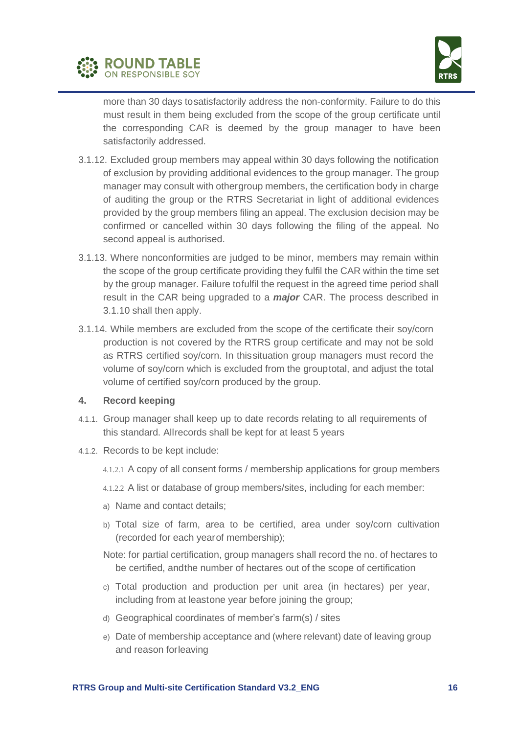more than 30 days to satisfactorily address the non-conformity. Failure to do this must result in them being excluded from the scope of the group certificate until the corresponding CAR is deemed by the group manager to have been satisfactorily addressed.

3.1.12. Excluded group members may appeal within 30 days following the notification of exclusion by providing additional evidences to the group manager. The group manager may consult with other group members, the certification body in charge of auditing the group or the RTRS Secretariat in light of additional evidences provided by the group members filing an appeal. The exclusion decision may be confirmed or cancelled within 30 days following the filing of the appeal. No second appeal is authorised.

3.1.13. Where nonconformities are judged to be minor, members may remain within the scope of the group certificate providing they fulfil the CAR within the time set by the group manager. Failure to fulfil the request in the agreed time period shall result in the CAR being upgraded to a ***major*** CAR. The process described in 3.1.10 shall then apply.

3.1.14. While members are excluded from the scope of the certificate their soy/corn production is not covered by the RTRS group certificate and may not be sold as RTRS certified soy/corn. In this situation group managers must record the volume of soy/corn which is excluded from the group total, and adjust the total volume of certified soy/corn produced by the group.

## 4. Record keeping

4.1.1. Group manager shall keep up to date records relating to all requirements of this standard. All records shall be kept for at least 5 years

4.1.2. Records to be kept include:

4.1.2.1 A copy of all consent forms / membership applications for group members

4.1.2.2 A list or database of group members/sites, including for each member:

a) Name and contact details;

b) Total size of farm, area to be certified, area under soy/corn cultivation (recorded for each year of membership);

Note: for partial certification, group managers shall record the no. of hectares to be certified, and the number of hectares out of the scope of certification

c) Total production and production per unit area (in hectares) per year, including from at least one year before joining the group;

d) Geographical coordinates of member's farm(s) / sites

e) Date of membership acceptance and (where relevant) date of leaving group and reason for leaving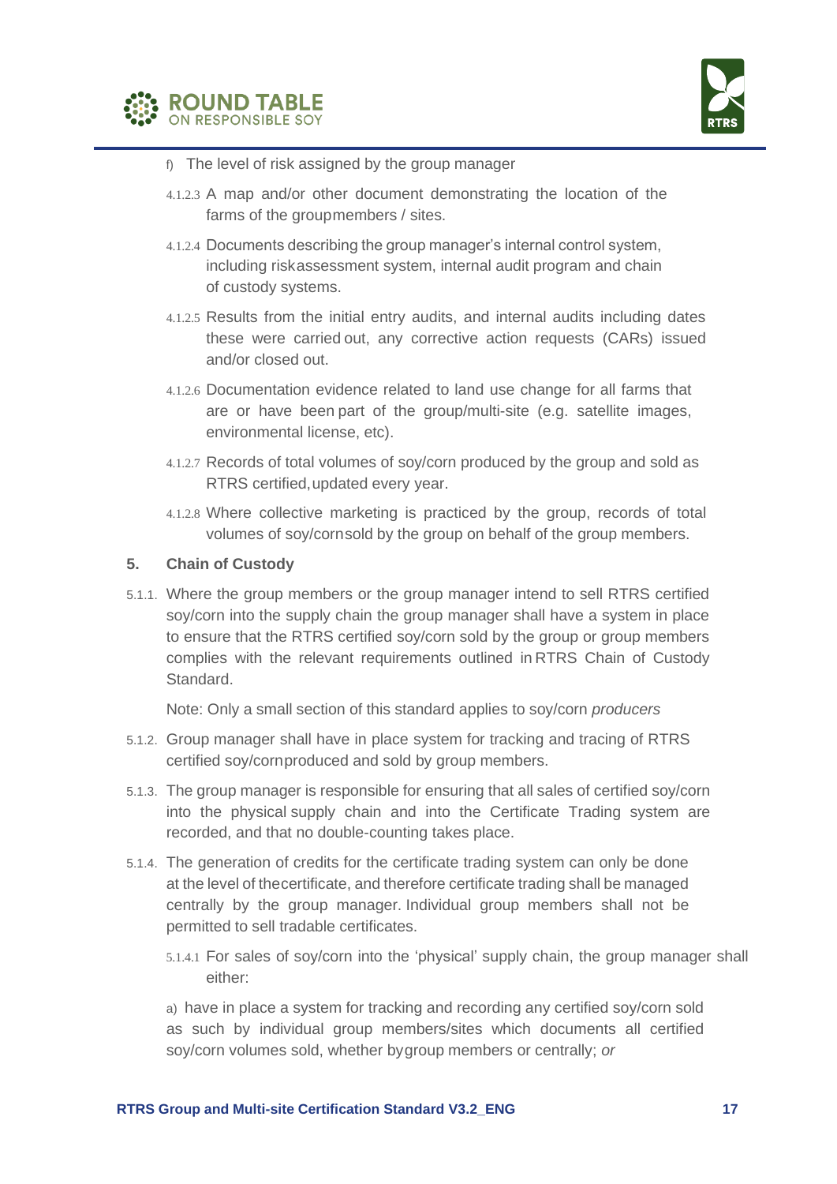f) The level of risk assigned by the group manager

4.1.2.3 A map and/or other document demonstrating the location of the farms of the group members / sites.

4.1.2.4 Documents describing the group manager's internal control system, including risk assessment system, internal audit program and chain of custody systems.

4.1.2.5 Results from the initial entry audits, and internal audits including dates these were carried out, any corrective action requests (CARs) issued and/or closed out.

4.1.2.6 Documentation evidence related to land use change for all farms that are or have been part of the group/multi-site (e.g. satellite images, environmental license, etc).

4.1.2.7 Records of total volumes of soy/corn produced by the group and sold as RTRS certified, updated every year.

4.1.2.8 Where collective marketing is practiced by the group, records of total volumes of soy/corn sold by the group on behalf of the group members.

## 5. Chain of Custody

5.1.1. Where the group members or the group manager intend to sell RTRS certified soy/corn into the supply chain the group manager shall have a system in place to ensure that the RTRS certified soy/corn sold by the group or group members complies with the relevant requirements outlined in RTRS Chain of Custody Standard.

Note: Only a small section of this standard applies to soy/corn *producers*

5.1.2. Group manager shall have in place system for tracking and tracing of RTRS certified soy/corn produced and sold by group members.

5.1.3. The group manager is responsible for ensuring that all sales of certified soy/corn into the physical supply chain and into the Certificate Trading system are recorded, and that no double-counting takes place.

5.1.4. The generation of credits for the certificate trading system can only be done at the level of the certificate, and therefore certificate trading shall be managed centrally by the group manager. Individual group members shall not be permitted to sell tradable certificates.

5.1.4.1 For sales of soy/corn into the 'physical' supply chain, the group manager shall either:

a) have in place a system for tracking and recording any certified soy/corn sold as such by individual group members/sites which documents all certified soy/corn volumes sold, whether by group members or centrally; *or*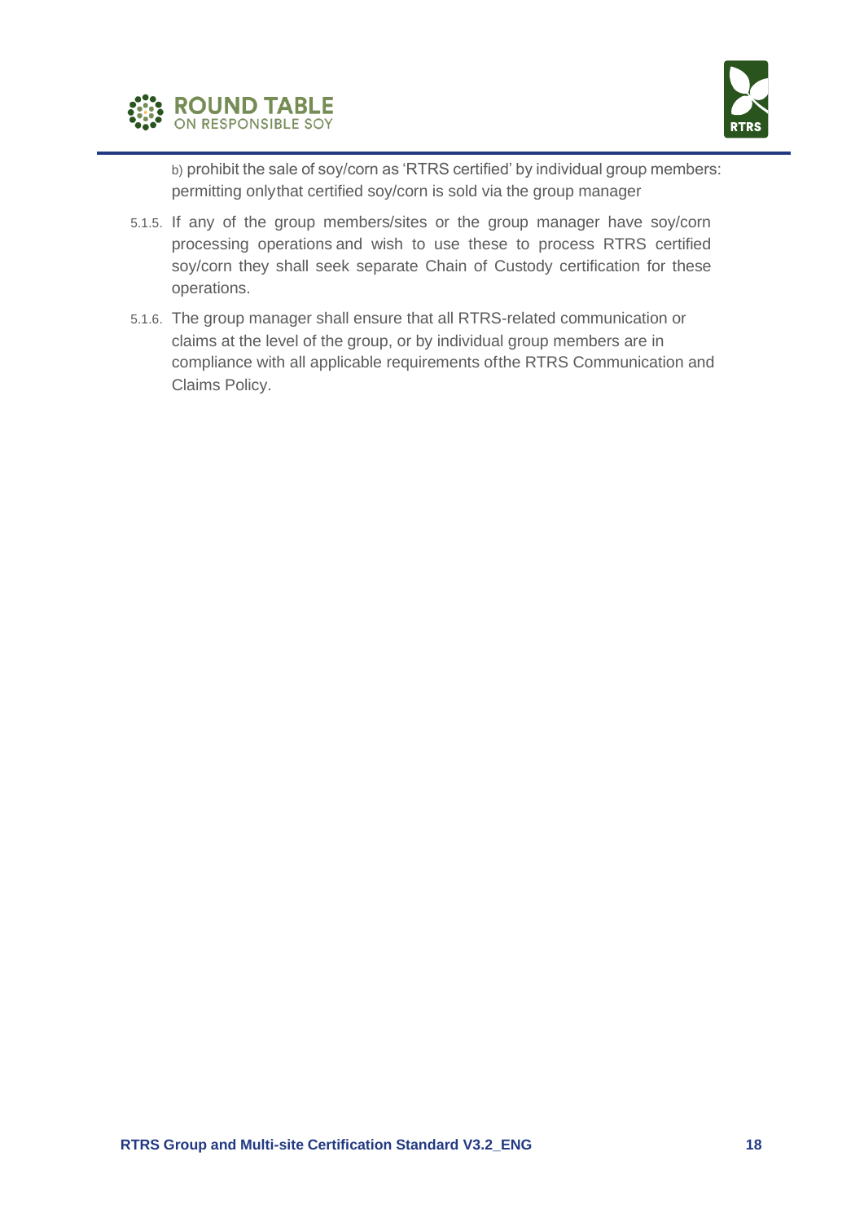b) prohibit the sale of soy/corn as 'RTRS certified' by individual group members: permitting onlythat certified soy/corn is sold via the group manager

5.1.5. If any of the group members/sites or the group manager have soy/corn processing operations and wish to use these to process RTRS certified soy/corn they shall seek separate Chain of Custody certification for these operations.

5.1.6. The group manager shall ensure that all RTRS-related communication or claims at the level of the group, or by individual group members are in compliance with all applicable requirements ofthe RTRS Communication and Claims Policy.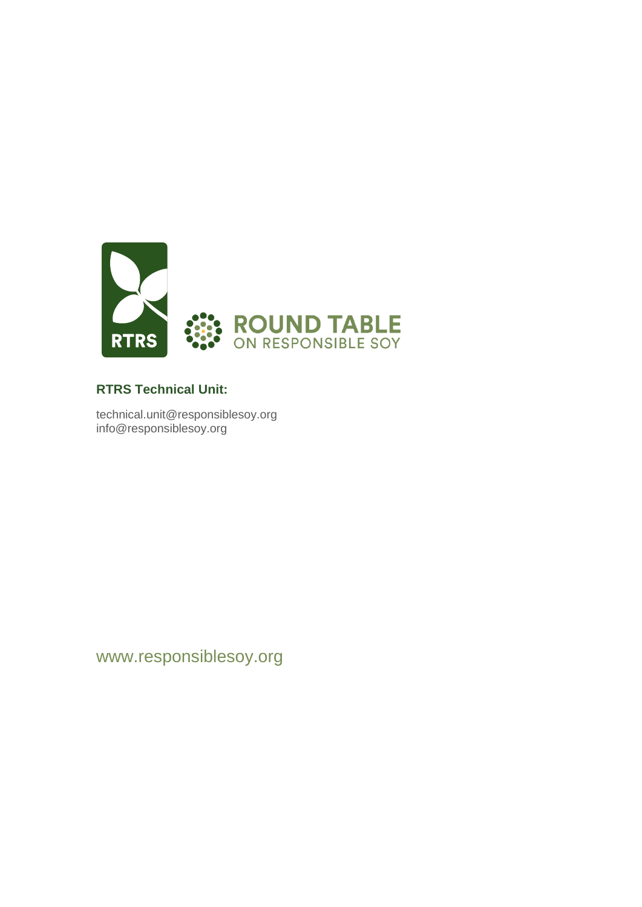RTRS

ROUND TABLE ON RESPONSIBLE SOY

**RTRS Technical Unit:**

technical.unit@responsiblesoy.org
info@responsiblesoy.org

www.responsiblesoy.org